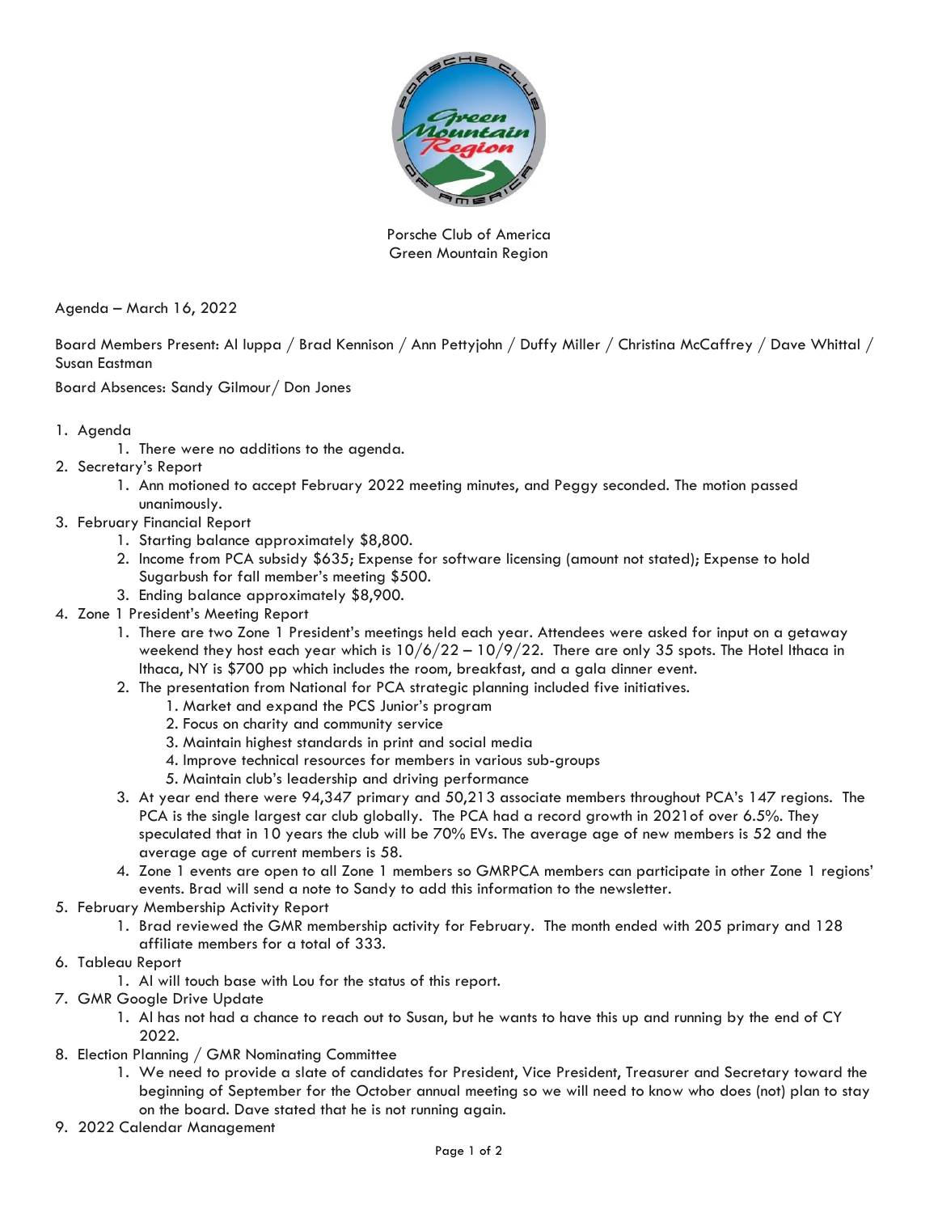Porsche Club of America
Green Mountain Region

Agenda – March 16, 2022

Board Members Present: Al Iuppa / Brad Kennison / Ann Pettyjohn / Duffy Miller / Christina McCaffrey / Dave Whittal / Susan Eastman

Board Absences: Sandy Gilmour/ Don Jones

1. Agenda
    1. There were no additions to the agenda.
2. Secretary's Report
    1. Ann motioned to accept February 2022 meeting minutes, and Peggy seconded. The motion passed unanimously.
3. February Financial Report
    1. Starting balance approximately $8,800.
    2. Income from PCA subsidy $635; Expense for software licensing (amount not stated); Expense to hold Sugarbush for fall member's meeting $500.
    3. Ending balance approximately $8,900.
4. Zone 1 President's Meeting Report
    1. There are two Zone 1 President's meetings held each year. Attendees were asked for input on a getaway weekend they host each year which is 10/6/22 – 10/9/22. There are only 35 spots. The Hotel Ithaca in Ithaca, NY is $700 pp which includes the room, breakfast, and a gala dinner event.
    2. The presentation from National for PCA strategic planning included five initiatives.
        1. Market and expand the PCS Junior's program
        2. Focus on charity and community service
        3. Maintain highest standards in print and social media
        4. Improve technical resources for members in various sub-groups
        5. Maintain club's leadership and driving performance
    3. At year end there were 94,347 primary and 50,213 associate members throughout PCA's 147 regions. The PCA is the single largest car club globally. The PCA had a record growth in 2021of over 6.5%. They speculated that in 10 years the club will be 70% EVs. The average age of new members is 52 and the average age of current members is 58.
    4. Zone 1 events are open to all Zone 1 members so GMRPCA members can participate in other Zone 1 regions' events. Brad will send a note to Sandy to add this information to the newsletter.
5. February Membership Activity Report
    1. Brad reviewed the GMR membership activity for February. The month ended with 205 primary and 128 affiliate members for a total of 333.
6. Tableau Report
    1. Al will touch base with Lou for the status of this report.
7. GMR Google Drive Update
    1. Al has not had a chance to reach out to Susan, but he wants to have this up and running by the end of CY 2022.
8. Election Planning / GMR Nominating Committee
    1. We need to provide a slate of candidates for President, Vice President, Treasurer and Secretary toward the beginning of September for the October annual meeting so we will need to know who does (not) plan to stay on the board. Dave stated that he is not running again.
9. 2022 Calendar Management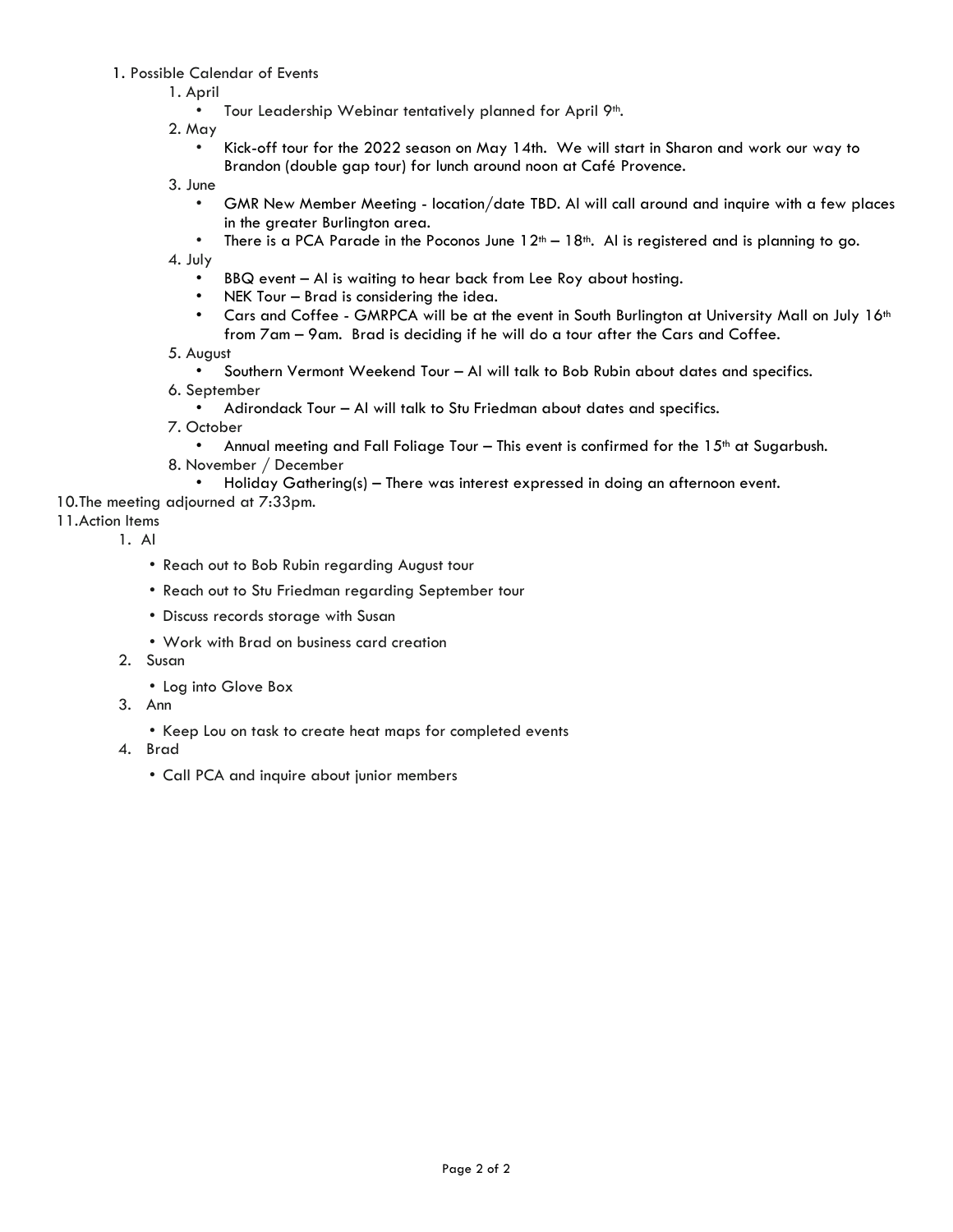1. Possible Calendar of Events
    1. April
        - Tour Leadership Webinar tentatively planned for April 9th.
    2. May
        - Kick-off tour for the 2022 season on May 14th. We will start in Sharon and work our way to Brandon (double gap tour) for lunch around noon at Café Provence.
    3. June
        - GMR New Member Meeting - location/date TBD. Al will call around and inquire with a few places in the greater Burlington area.
        - There is a PCA Parade in the Poconos June 12th – 18th. Al is registered and is planning to go.
    4. July
        - BBQ event – Al is waiting to hear back from Lee Roy about hosting.
        - NEK Tour – Brad is considering the idea.
        - Cars and Coffee - GMRPCA will be at the event in South Burlington at University Mall on July 16th from 7am – 9am. Brad is deciding if he will do a tour after the Cars and Coffee.
    5. August
        - Southern Vermont Weekend Tour – Al will talk to Bob Rubin about dates and specifics.
    6. September
        - Adirondack Tour – Al will talk to Stu Friedman about dates and specifics.
    7. October
        - Annual meeting and Fall Foliage Tour – This event is confirmed for the 15th at Sugarbush.
    8. November / December
        - Holiday Gathering(s) – There was interest expressed in doing an afternoon event.

10. The meeting adjourned at 7:33pm.

11. Action Items
    1. Al
        - Reach out to Bob Rubin regarding August tour
        - Reach out to Stu Friedman regarding September tour
        - Discuss records storage with Susan
        - Work with Brad on business card creation
    2. Susan
        - Log into Glove Box
    3. Ann
        - Keep Lou on task to create heat maps for completed events
    4. Brad
        - Call PCA and inquire about junior members